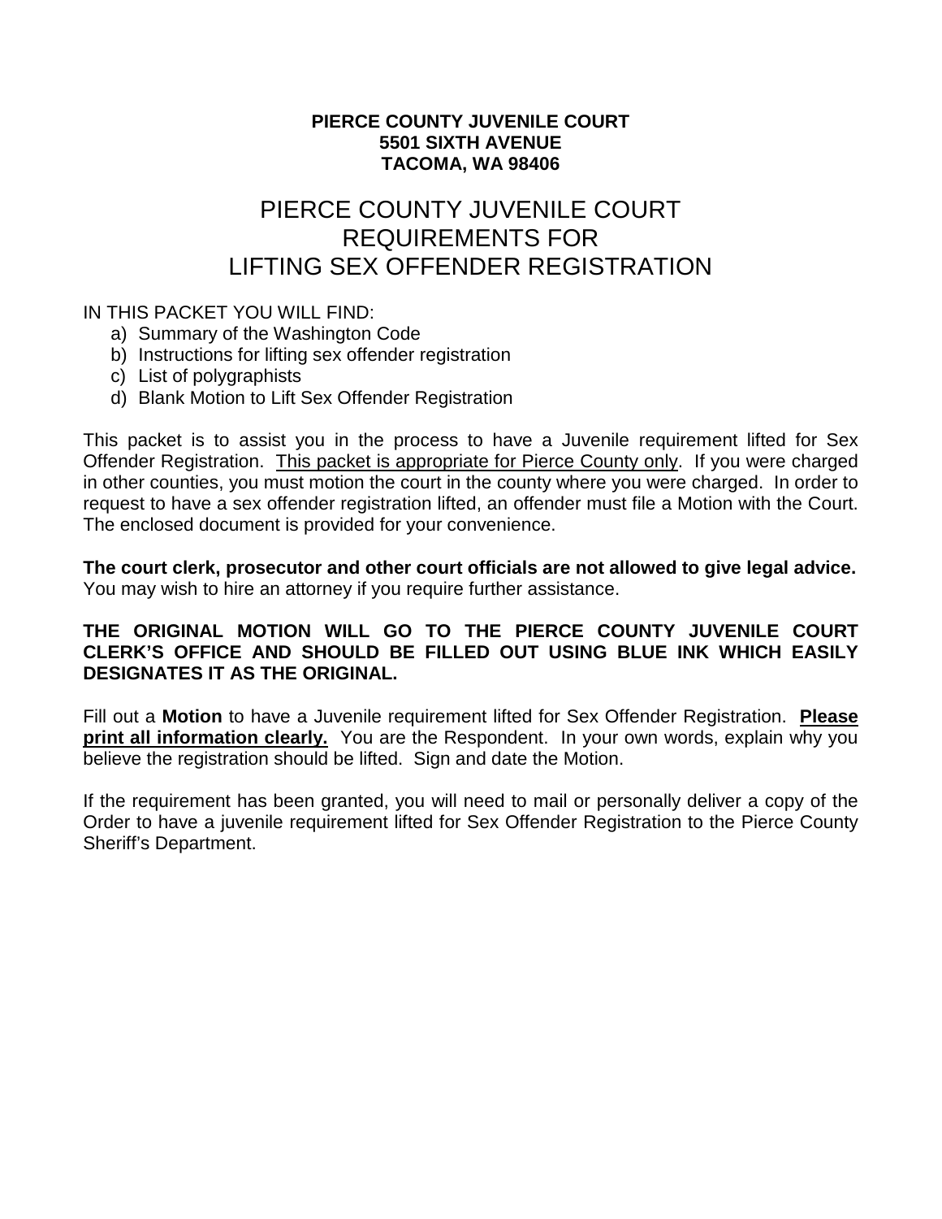**PIERCE COUNTY JUVENILE COURT**
**5501 SIXTH AVENUE**
**TACOMA, WA 98406**

# PIERCE COUNTY JUVENILE COURT REQUIREMENTS FOR LIFTING SEX OFFENDER REGISTRATION

IN THIS PACKET YOU WILL FIND:

a) Summary of the Washington Code
b) Instructions for lifting sex offender registration
c) List of polygraphists
d) Blank Motion to Lift Sex Offender Registration

This packet is to assist you in the process to have a Juvenile requirement lifted for Sex Offender Registration. <u>This packet is appropriate for Pierce County only</u>. If you were charged in other counties, you must motion the court in the county where you were charged. In order to request to have a sex offender registration lifted, an offender must file a Motion with the Court. The enclosed document is provided for your convenience.

**The court clerk, prosecutor and other court officials are not allowed to give legal advice.** You may wish to hire an attorney if you require further assistance.

**THE ORIGINAL MOTION WILL GO TO THE PIERCE COUNTY JUVENILE COURT CLERK'S OFFICE AND SHOULD BE FILLED OUT USING BLUE INK WHICH EASILY DESIGNATES IT AS THE ORIGINAL.**

Fill out a **Motion** to have a Juvenile requirement lifted for Sex Offender Registration. **<u>Please print all information clearly.</u>** You are the Respondent. In your own words, explain why you believe the registration should be lifted. Sign and date the Motion.

If the requirement has been granted, you will need to mail or personally deliver a copy of the Order to have a juvenile requirement lifted for Sex Offender Registration to the Pierce County Sheriff's Department.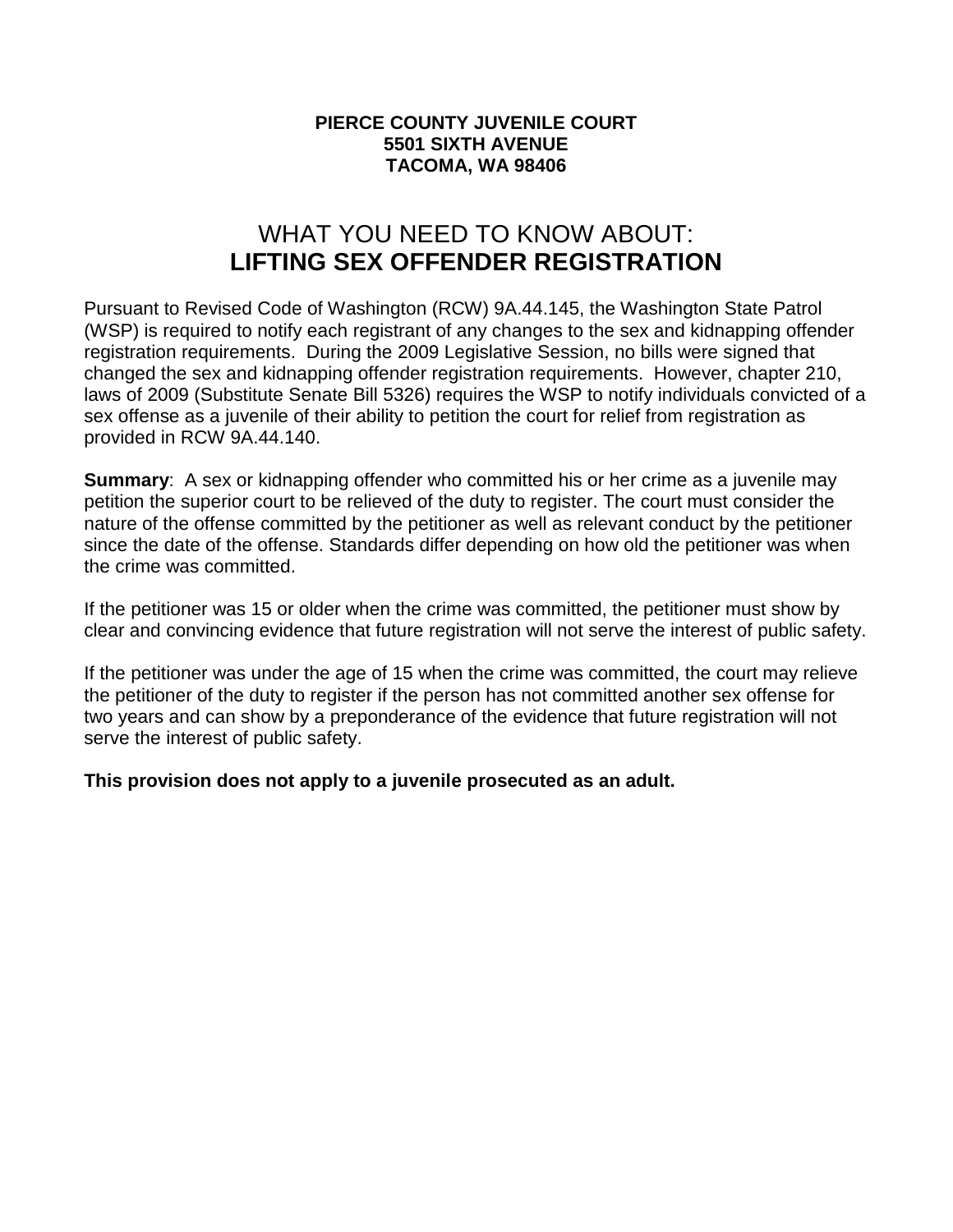**PIERCE COUNTY JUVENILE COURT**
**5501 SIXTH AVENUE**
**TACOMA, WA 98406**

# WHAT YOU NEED TO KNOW ABOUT: **LIFTING SEX OFFENDER REGISTRATION**

Pursuant to Revised Code of Washington (RCW) 9A.44.145, the Washington State Patrol (WSP) is required to notify each registrant of any changes to the sex and kidnapping offender registration requirements. During the 2009 Legislative Session, no bills were signed that changed the sex and kidnapping offender registration requirements. However, chapter 210, laws of 2009 (Substitute Senate Bill 5326) requires the WSP to notify individuals convicted of a sex offense as a juvenile of their ability to petition the court for relief from registration as provided in RCW 9A.44.140.

**Summary**: A sex or kidnapping offender who committed his or her crime as a juvenile may petition the superior court to be relieved of the duty to register. The court must consider the nature of the offense committed by the petitioner as well as relevant conduct by the petitioner since the date of the offense. Standards differ depending on how old the petitioner was when the crime was committed.

If the petitioner was 15 or older when the crime was committed, the petitioner must show by clear and convincing evidence that future registration will not serve the interest of public safety.

If the petitioner was under the age of 15 when the crime was committed, the court may relieve the petitioner of the duty to register if the person has not committed another sex offense for two years and can show by a preponderance of the evidence that future registration will not serve the interest of public safety.

**This provision does not apply to a juvenile prosecuted as an adult.**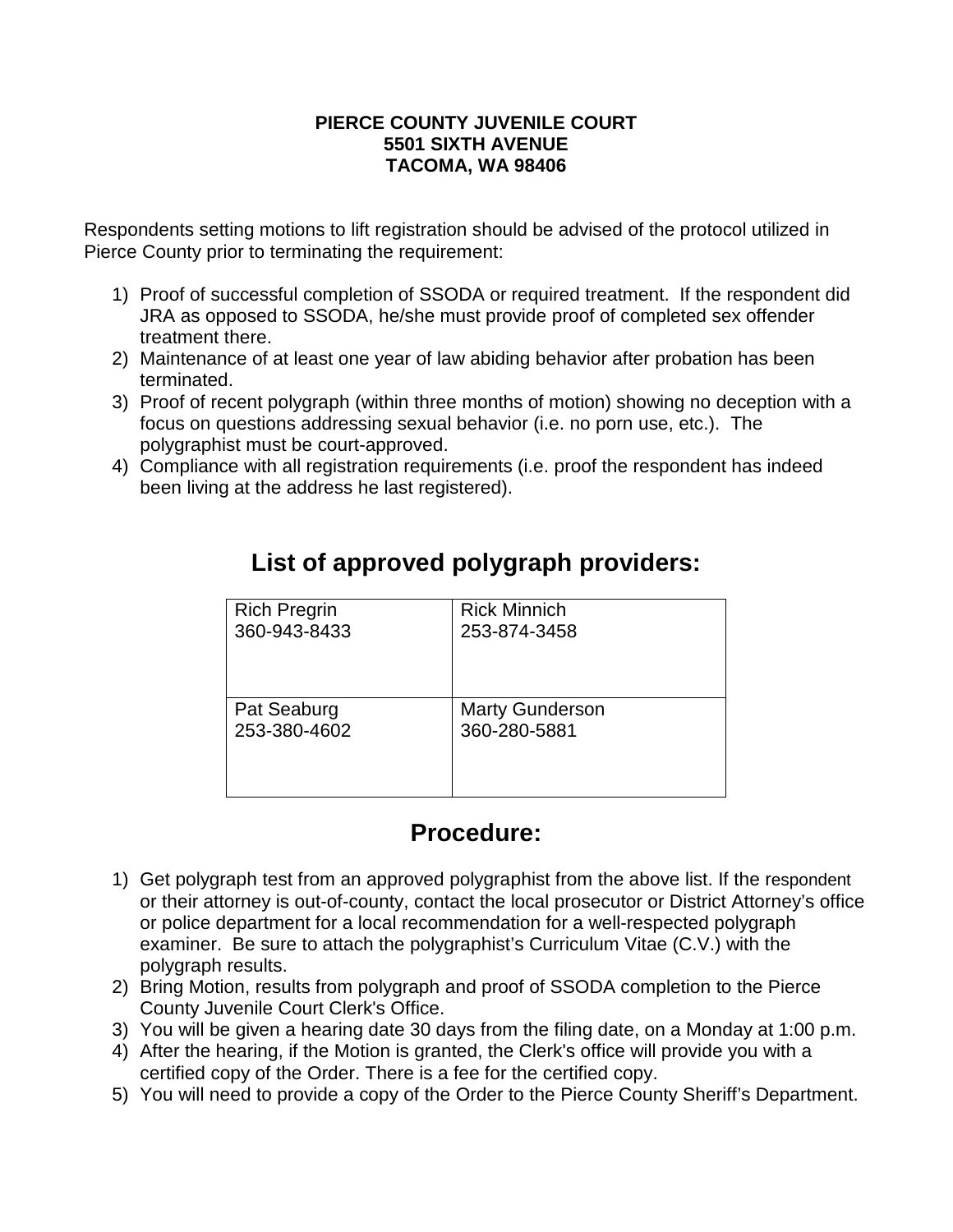**PIERCE COUNTY JUVENILE COURT**
**5501 SIXTH AVENUE**
**TACOMA, WA 98406**

Respondents setting motions to lift registration should be advised of the protocol utilized in Pierce County prior to terminating the requirement:

1) Proof of successful completion of SSODA or required treatment. If the respondent did JRA as opposed to SSODA, he/she must provide proof of completed sex offender treatment there.
2) Maintenance of at least one year of law abiding behavior after probation has been terminated.
3) Proof of recent polygraph (within three months of motion) showing no deception with a focus on questions addressing sexual behavior (i.e. no porn use, etc.). The polygraphist must be court-approved.
4) Compliance with all registration requirements (i.e. proof the respondent has indeed been living at the address he last registered).

## List of approved polygraph providers:

| | |
|---|---|
| Rich Pregrin<br>360-943-8433 | Rick Minnich<br>253-874-3458 |
| Pat Seaburg<br>253-380-4602 | Marty Gunderson<br>360-280-5881 |

## Procedure:

1) Get polygraph test from an approved polygraphist from the above list. If the respondent or their attorney is out-of-county, contact the local prosecutor or District Attorney's office or police department for a local recommendation for a well-respected polygraph examiner. Be sure to attach the polygraphist's Curriculum Vitae (C.V.) with the polygraph results.
2) Bring Motion, results from polygraph and proof of SSODA completion to the Pierce County Juvenile Court Clerk's Office.
3) You will be given a hearing date 30 days from the filing date, on a Monday at 1:00 p.m.
4) After the hearing, if the Motion is granted, the Clerk's office will provide you with a certified copy of the Order. There is a fee for the certified copy.
5) You will need to provide a copy of the Order to the Pierce County Sheriff's Department.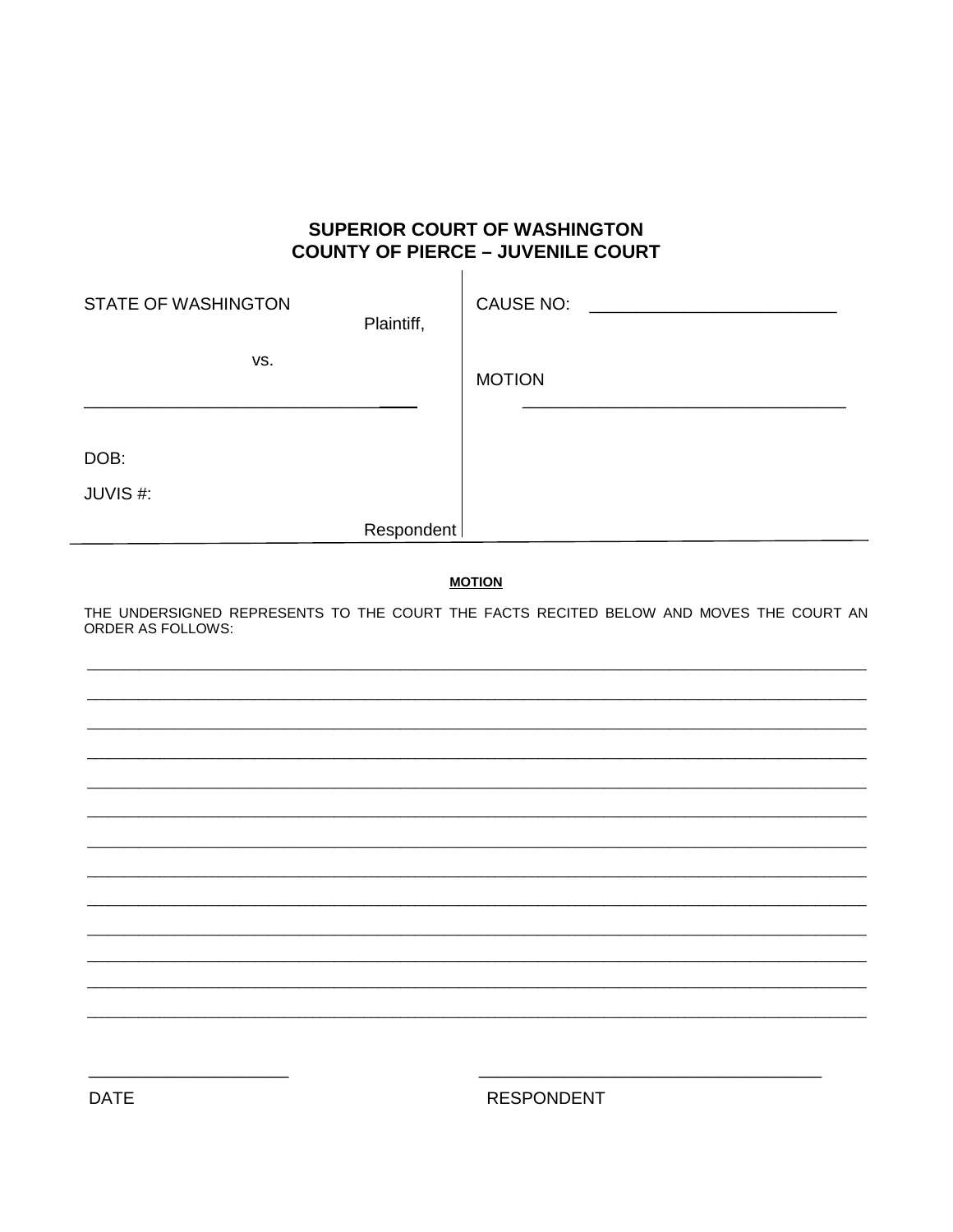**SUPERIOR COURT OF WASHINGTON**
**COUNTY OF PIERCE – JUVENILE COURT**

| | |
|---|---|
| STATE OF WASHINGTON<br>Plaintiff,<br><br>vs.<br><br>_______________________________<br><br>DOB:<br><br>JUVIS #:<br><br>Respondent | CAUSE NO: _________________________<br><br>MOTION<br><br>_________________________________ |

**MOTION**

THE UNDERSIGNED REPRESENTS TO THE COURT THE FACTS RECITED BELOW AND MOVES THE COURT AN ORDER AS FOLLOWS:

_____________________________________________________________________________________

_____________________________________________________________________________________

_____________________________________________________________________________________

_____________________________________________________________________________________

_____________________________________________________________________________________

_____________________________________________________________________________________

_____________________________________________________________________________________

_____________________________________________________________________________________

_____________________________________________________________________________________

_____________________________________________________________________________________

_____________________________________________________________________________________

_____________________________________________________________________________________

_____________________________________________________________________________________

_____________________ &nbsp;&nbsp;&nbsp;&nbsp;&nbsp;&nbsp;&nbsp;&nbsp; _________________________________

DATE &nbsp;&nbsp;&nbsp;&nbsp;&nbsp;&nbsp;&nbsp;&nbsp;&nbsp;&nbsp;&nbsp;&nbsp;&nbsp;&nbsp;&nbsp;&nbsp;&nbsp;&nbsp;&nbsp;&nbsp;&nbsp;&nbsp;&nbsp;&nbsp;&nbsp;&nbsp;&nbsp;&nbsp; RESPONDENT